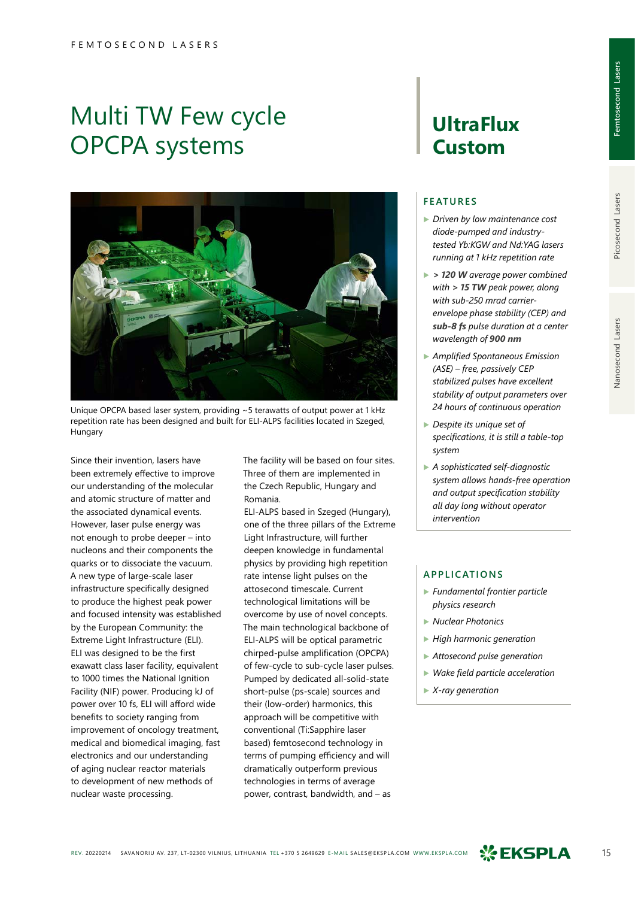# Multi TW Few cycle OPCPA systems

# UltraFlux Custom

Unique OPCPA based laser system, providing ~5 terawatts of output power at 1 kHz repetition rate has been designed and built for ELI-ALPS facilities located in Szeged, Hungary

Since their invention, lasers have been extremely effective to improve our understanding of the molecular and atomic structure of matter and the associated dynamical events. However, laser pulse energy was not enough to probe deeper – into nucleons and their components the quarks or to dissociate the vacuum. A new type of large-scale laser infrastructure specifically designed to produce the highest peak power and focused intensity was established by the European Community: the Extreme Light Infrastructure (ELI). ELI was designed to be the first exawatt class laser facility, equivalent to 1000 times the National Ignition Facility (NIF) power. Producing kJ of power over 10 fs, ELI will afford wide benefits to society ranging from improvement of oncology treatment, medical and biomedical imaging, fast electronics and our understanding of aging nuclear reactor materials to development of new methods of nuclear waste processing.

The facility will be based on four sites. Three of them are implemented in the Czech Republic, Hungary and Romania.

ELI-ALPS based in Szeged (Hungary), one of the three pillars of the Extreme Light Infrastructure, will further deepen knowledge in fundamental physics by providing high repetition rate intense light pulses on the attosecond timescale. Current technological limitations will be overcome by use of novel concepts. The main technological backbone of ELI-ALPS will be optical parametric chirped-pulse amplification (OPCPA) of few-cycle to sub-cycle laser pulses. Pumped by dedicated all-solid-state short-pulse (ps-scale) sources and their (low-order) harmonics, this approach will be competitive with conventional (Ti:Sapphire laser based) femtosecond technology in terms of pumping efficiency and will dramatically outperform previous technologies in terms of average power, contrast, bandwidth, and – as

## FEATURES

- *Driven by low maintenance cost diode-pumped and industry-tested Yb:KGW and Nd:YAG lasers running at 1 kHz repetition rate*
- *> **120 W** average power combined with > **15 TW** peak power, along with sub-250 mrad carrier-envelope phase stability (CEP) and **sub-8 fs** pulse duration at a center wavelength of **900 nm***
- *Amplified Spontaneous Emission (ASE) – free, passively CEP stabilized pulses have excellent stability of output parameters over 24 hours of continuous operation*
- *Despite its unique set of specifications, it is still a table-top system*
- *A sophisticated self-diagnostic system allows hands-free operation and output specification stability all day long without operator intervention*

## APPLICATIONS

- *Fundamental frontier particle physics research*
- *Nuclear Photonics*
- *High harmonic generation*
- *Attosecond pulse generation*
- *Wake field particle acceleration*
- *X-ray generation*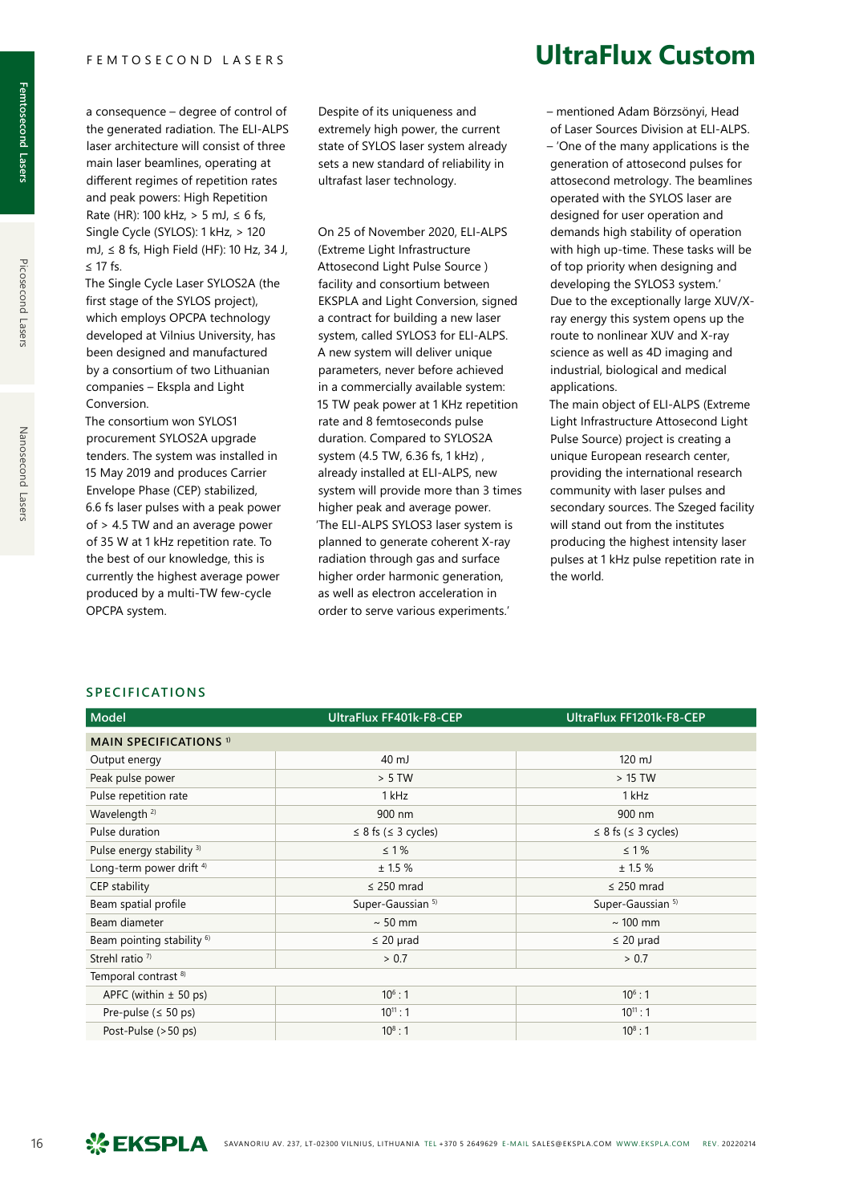# UltraFlux Custom

a consequence – degree of control of the generated radiation. The ELI-ALPS laser architecture will consist of three main laser beamlines, operating at different regimes of repetition rates and peak powers: High Repetition Rate (HR): 100 kHz, > 5 mJ, ≤ 6 fs, Single Cycle (SYLOS): 1 kHz, > 120 mJ, ≤ 8 fs, High Field (HF): 10 Hz, 34 J, ≤ 17 fs.

The Single Cycle Laser SYLOS2A (the first stage of the SYLOS project), which employs OPCPA technology developed at Vilnius University, has been designed and manufactured by a consortium of two Lithuanian companies – Ekspla and Light Conversion.

The consortium won SYLOS1 procurement SYLOS2A upgrade tenders. The system was installed in 15 May 2019 and produces Carrier Envelope Phase (CEP) stabilized, 6.6 fs laser pulses with a peak power of > 4.5 TW and an average power of 35 W at 1 kHz repetition rate. To the best of our knowledge, this is currently the highest average power produced by a multi-TW few-cycle OPCPA system.

Despite of its uniqueness and extremely high power, the current state of SYLOS laser system already sets a new standard of reliability in ultrafast laser technology.

On 25 of November 2020, ELI-ALPS (Extreme Light Infrastructure Attosecond Light Pulse Source ) facility and consortium between EKSPLA and Light Conversion, signed a contract for building a new laser system, called SYLOS3 for ELI-ALPS. A new system will deliver unique parameters, never before achieved in a commercially available system: 15 TW peak power at 1 KHz repetition rate and 8 femtoseconds pulse duration. Compared to SYLOS2A system (4.5 TW, 6.36 fs, 1 kHz) , already installed at ELI-ALPS, new system will provide more than 3 times higher peak and average power.

'The ELI-ALPS SYLOS3 laser system is planned to generate coherent X-ray radiation through gas and surface higher order harmonic generation, as well as electron acceleration in order to serve various experiments.' – mentioned Adam Börzsönyi, Head of Laser Sources Division at ELI-ALPS.

– 'One of the many applications is the generation of attosecond pulses for attosecond metrology. The beamlines operated with the SYLOS laser are designed for user operation and demands high stability of operation with high up-time. These tasks will be of top priority when designing and developing the SYLOS3 system.'

Due to the exceptionally large XUV/X-ray energy this system opens up the route to nonlinear XUV and X-ray science as well as 4D imaging and industrial, biological and medical applications.

The main object of ELI-ALPS (Extreme Light Infrastructure Attosecond Light Pulse Source) project is creating a unique European research center, providing the international research community with laser pulses and secondary sources. The Szeged facility will stand out from the institutes producing the highest intensity laser pulses at 1 kHz pulse repetition rate in the world.

## SPECIFICATIONS

| Model | UltraFlux FF401k-F8-CEP | UltraFlux FF1201k-F8-CEP |
|---|---|---|
| **MAIN SPECIFICATIONS** [1] | | |
| Output energy | 40 mJ | 120 mJ |
| Peak pulse power | > 5 TW | > 15 TW |
| Pulse repetition rate | 1 kHz | 1 kHz |
| Wavelength [2] | 900 nm | 900 nm |
| Pulse duration | ≤ 8 fs (≤ 3 cycles) | ≤ 8 fs (≤ 3 cycles) |
| Pulse energy stability [3] | ≤ 1 % | ≤ 1 % |
| Long-term power drift [4] | ± 1.5 % | ± 1.5 % |
| CEP stability | ≤ 250 mrad | ≤ 250 mrad |
| Beam spatial profile | Super-Gaussian [5] | Super-Gaussian [5] |
| Beam diameter | ~ 50 mm | ~ 100 mm |
| Beam pointing stability [6] | ≤ 20 µrad | ≤ 20 µrad |
| Strehl ratio [7] | > 0.7 | > 0.7 |
| Temporal contrast [8] | | |
| APFC (within ± 50 ps) | $10^6 : 1$ | $10^6 : 1$ |
| Pre-pulse (≤ 50 ps) | $10^{11} : 1$ | $10^{11} : 1$ |
| Post-Pulse (>50 ps) | $10^8 : 1$ | $10^8 : 1$ |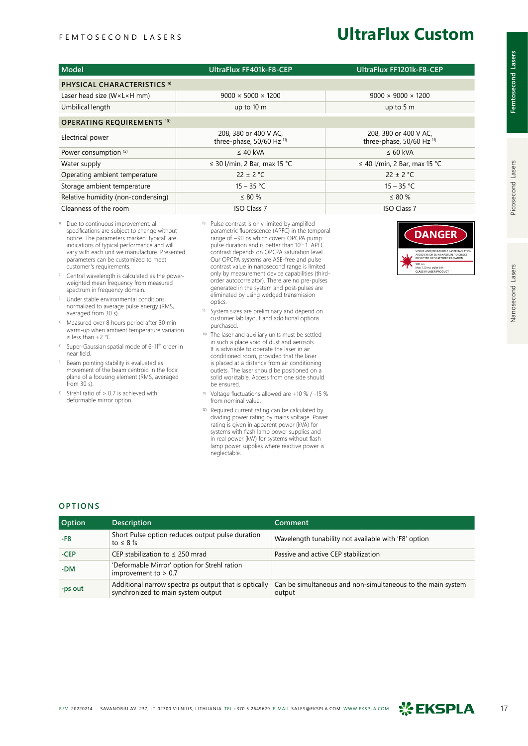FEMTOSECOND LASERS

# UltraFlux Custom

| Model | UltraFlux FF401k-F8-CEP | UltraFlux FF1201k-F8-CEP |
|---|---|---|
| **PHYSICAL CHARACTERISTICS** [9] | | |
| Laser head size (W×L×H mm) | 9000 × 5000 × 1200 | 9000 × 9000 × 1200 |
| Umbilical length | up to 10 m | up to 5 m |
| **OPERATING REQUIREMENTS** [10] | | |
| Electrical power | 208, 380 or 400 V AC, three-phase, 50/60 Hz [11] | 208, 380 or 400 V AC, three-phase, 50/60 Hz [11] |
| Power consumption [12] | ≤ 40 kVA | ≤ 60 kVA |
| Water supply | ≤ 30 l/min, 2 Bar, max 15 °C | ≤ 40 l/min, 2 Bar, max 15 °C |
| Operating ambient temperature | 22 ± 2 °C | 22 ± 2 °C |
| Storage ambient temperature | 15 – 35 °C | 15 – 35 °C |
| Relative humidity (non-condensing) | ≤ 80 % | ≤ 80 % |
| Cleanness of the room | ISO Class 7 | ISO Class 7 |

1) Due to continuous improvement, all specifications are subject to change without notice. The parameters marked 'typical' are indications of typical performance and will vary with each unit we manufacture. Presented parameters can be customized to meet customer's requirements.

2) Central wavelength is calculated as the power-weighted mean frequency from measured spectrum in frequency domain.

3) Under stable environmental conditions, normalized to average pulse energy (RMS, averaged from 30 s).

4) Measured over 8 hours period after 30 min warm-up when ambient temperature variation is less than ±2 °C.

5) Super-Gaussian spatial mode of 6-11th order in near field.

6) Beam pointing stability is evaluated as movement of the beam centroid in the focal plane of a focusing element (RMS, averaged from 30 s).

7) Strehl ratio of > 0.7 is achieved with deformable mirror option.

8) Pulse contrast is only limited by amplified parametric fluorescence (APFC) in the temporal range of ~90 ps which covers OPCPA pump pulse duration and is better than $10^6$ : 1. APFC contrast depends on OPCPA saturation level. Our OPCPA systems are ASE-free and pulse contrast value in nanosecond range is limited only by measurement device capabilities (third-order autocorrelator). There are no pre-pulses generated in the system and post-pulses are eliminated by using wedged transmission optics.

9) System sizes are preliminary and depend on customer lab layout and additional options purchased.

10) The laser and auxiliary units must be settled in such a place void of dust and aerosols. It is advisable to operate the laser in air conditioned room, provided that the laser is placed at a distance from air conditioning outlets. The laser should be positioned on a solid worktable. Access from one side should be ensured.

11) Voltage fluctuations allowed are +10 % / -15 % from nominal value.

12) Required current rating can be calculated by dividing power rating by mains voltage. Power rating is given in apparent power (kVA) for systems with flash lamp power supplies and in real power (kW) for systems without flash lamp power supplies where reactive power is neglectable.

DANGER

VISIBLE AND/OR INVISIBLE LASER RADIATION AVOID EYE OR SKIN EXPOSURE TO DIRECT REFLECTED OR SCATTERED RADIATION

900 nm
Max. 120 mJ, pulse 8 fs
CLASS IV LASER PRODUCT

## OPTIONS

| Option | Description | Comment |
|---|---|---|
| -F8 | Short Pulse option reduces output pulse duration to ≤ 8 fs | Wavelength tunability not available with 'F8' option |
| -CEP | CEP stabilization to ≤ 250 mrad | Passive and active CEP stabilization |
| -DM | 'Deformable Mirror' option for Strehl ration improvement to > 0.7 | |
| -ps out | Additional narrow spectra ps output that is optically synchronized to main system output | Can be simultaneous and non-simultaneous to the main system output |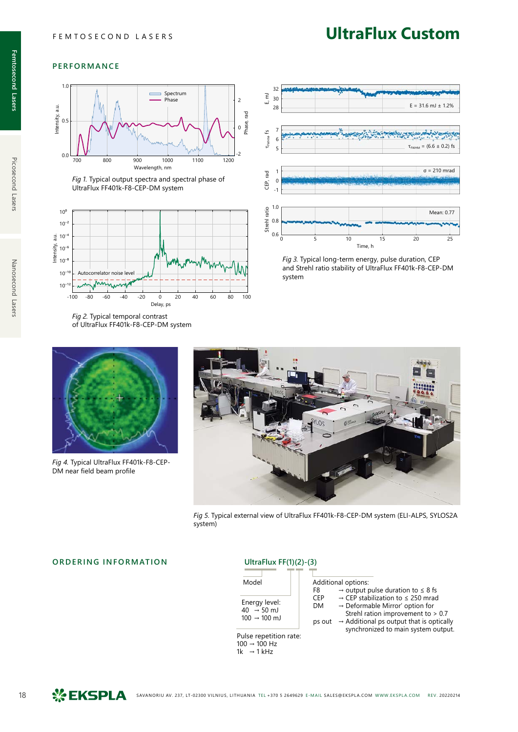# UltraFlux Custom

## PERFORMANCE

1.0
0.5
0.0
Intensity, a.u.
700 800 900 1000 1100 1200
Wavelength, nm
Spectrum
Phase
2
0
-2
Phase, rad

*Fig 1.* Typical output spectra and spectral phase of UltraFlux FF401k-F8-CEP-DM system

$10^{0}$
$10^{-2}$
$10^{-4}$
$10^{-6}$
$10^{-8}$
$10^{-10}$
$10^{-12}$
Intensity, a.u.
Autocorrelator noise level
-100 -80 -60 -40 -20 0 20 40 60 80 100
Delay, ps

*Fig 2.* Typical temporal contrast of UltraFlux FF401k-F8-CEP-DM system

E, mJ
32
30
28
E = 31.6 mJ ± 1.2%

$\tau_{FWHM}$, fs
7
6
5
$\tau_{FWHM}$ = (6.6 ± 0.2) fs

CEP, rad
1
0
-1
σ = 210 mrad

Strehl ratio
1.0
0.8
0.6
Mean: 0.77
0 5 10 15 20 25
Time, h

*Fig 3.* Typical long-term energy, pulse duration, CEP and Strehl ratio stability of UltraFlux FF401k-F8-CEP-DM system

*Fig 4.* Typical UltraFlux FF401k-F8-CEP-DM near field beam profile

*Fig 5.* Typical external view of UltraFlux FF401k-F8-CEP-DM system (ELI-ALPS, SYLOS2A system)

## ORDERING INFORMATION

**UltraFlux FF(1)(2)-(3)**

Model

Energy level:
40 → 50 mJ
100 → 100 mJ

Pulse repetition rate:
100 → 100 Hz
1k → 1 kHz

Additional options:
F8 → output pulse duration to ≤ 8 fs
CEP → CEP stabilization to ≤ 250 mrad
DM → Deformable Mirror' option for Strehl ration improvement to > 0.7
ps out → Additional ps output that is optically synchronized to main system output.